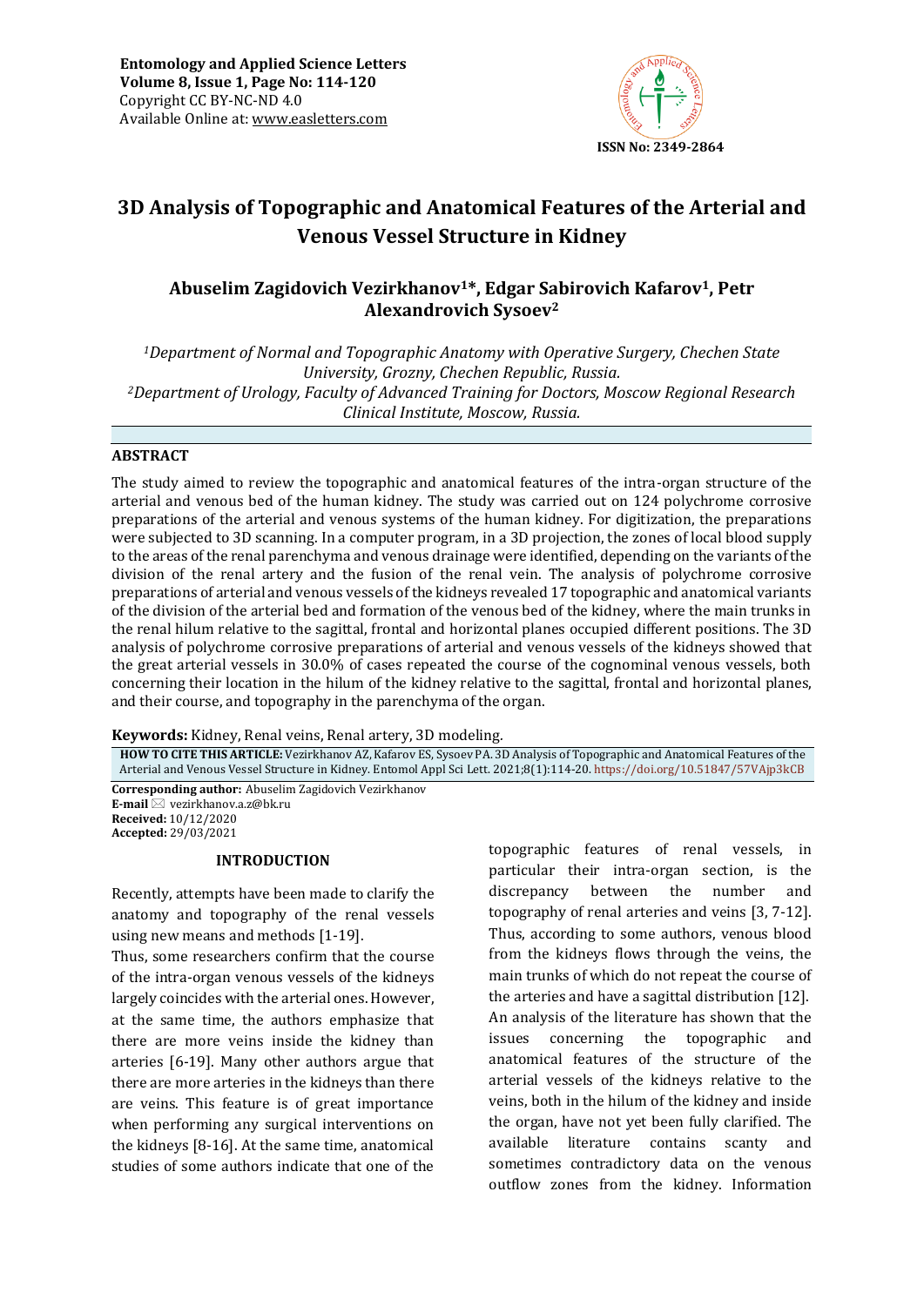Entomology and Applied Science Letters
Volume 8, Issue 1, Page No: 114-120
Copyright CC BY-NC-ND 4.0
Available Online at: www.easletters.com

ISSN No: 2349-2864

# 3D Analysis of Topographic and Anatomical Features of the Arterial and Venous Vessel Structure in Kidney

**Abuselim Zagidovich Vezirkhanov[1]*, Edgar Sabirovich Kafarov[1], Petr Alexandrovich Sysoev[2]**

*[1]Department of Normal and Topographic Anatomy with Operative Surgery, Chechen State University, Grozny, Chechen Republic, Russia.*
*[2]Department of Urology, Faculty of Advanced Training for Doctors, Moscow Regional Research Clinical Institute, Moscow, Russia.*

## ABSTRACT

The study aimed to review the topographic and anatomical features of the intra-organ structure of the arterial and venous bed of the human kidney. The study was carried out on 124 polychrome corrosive preparations of the arterial and venous systems of the human kidney. For digitization, the preparations were subjected to 3D scanning. In a computer program, in a 3D projection, the zones of local blood supply to the areas of the renal parenchyma and venous drainage were identified, depending on the variants of the division of the renal artery and the fusion of the renal vein. The analysis of polychrome corrosive preparations of arterial and venous vessels of the kidneys revealed 17 topographic and anatomical variants of the division of the arterial bed and formation of the venous bed of the kidney, where the main trunks in the renal hilum relative to the sagittal, frontal and horizontal planes occupied different positions. The 3D analysis of polychrome corrosive preparations of arterial and venous vessels of the kidneys showed that the great arterial vessels in 30.0% of cases repeated the course of the cognominal venous vessels, both concerning their location in the hilum of the kidney relative to the sagittal, frontal and horizontal planes, and their course, and topography in the parenchyma of the organ.

**Keywords:** Kidney, Renal veins, Renal artery, 3D modeling.

**HOW TO CITE THIS ARTICLE:** Vezirkhanov AZ, Kafarov ES, Sysoev PA. 3D Analysis of Topographic and Anatomical Features of the Arterial and Venous Vessel Structure in Kidney. Entomol Appl Sci Lett. 2021;8(1):114-20. https://doi.org/10.51847/57VAjp3kCB

**Corresponding author:** Abuselim Zagidovich Vezirkhanov
**E-mail** vezirkhanov.a.z@bk.ru
**Received:** 10/12/2020
**Accepted:** 29/03/2021

## INTRODUCTION

Recently, attempts have been made to clarify the anatomy and topography of the renal vessels using new means and methods [1-19].

Thus, some researchers confirm that the course of the intra-organ venous vessels of the kidneys largely coincides with the arterial ones. However, at the same time, the authors emphasize that there are more veins inside the kidney than arteries [6-19]. Many other authors argue that there are more arteries in the kidneys than there are veins. This feature is of great importance when performing any surgical interventions on the kidneys [8-16]. At the same time, anatomical studies of some authors indicate that one of the topographic features of renal vessels, in particular their intra-organ section, is the discrepancy between the number and topography of renal arteries and veins [3, 7-12]. Thus, according to some authors, venous blood from the kidneys flows through the veins, the main trunks of which do not repeat the course of the arteries and have a sagittal distribution [12]. An analysis of the literature has shown that the issues concerning the topographic and anatomical features of the structure of the arterial vessels of the kidneys relative to the veins, both in the hilum of the kidney and inside the organ, have not yet been fully clarified. The available literature contains scanty and sometimes contradictory data on the venous outflow zones from the kidney. Information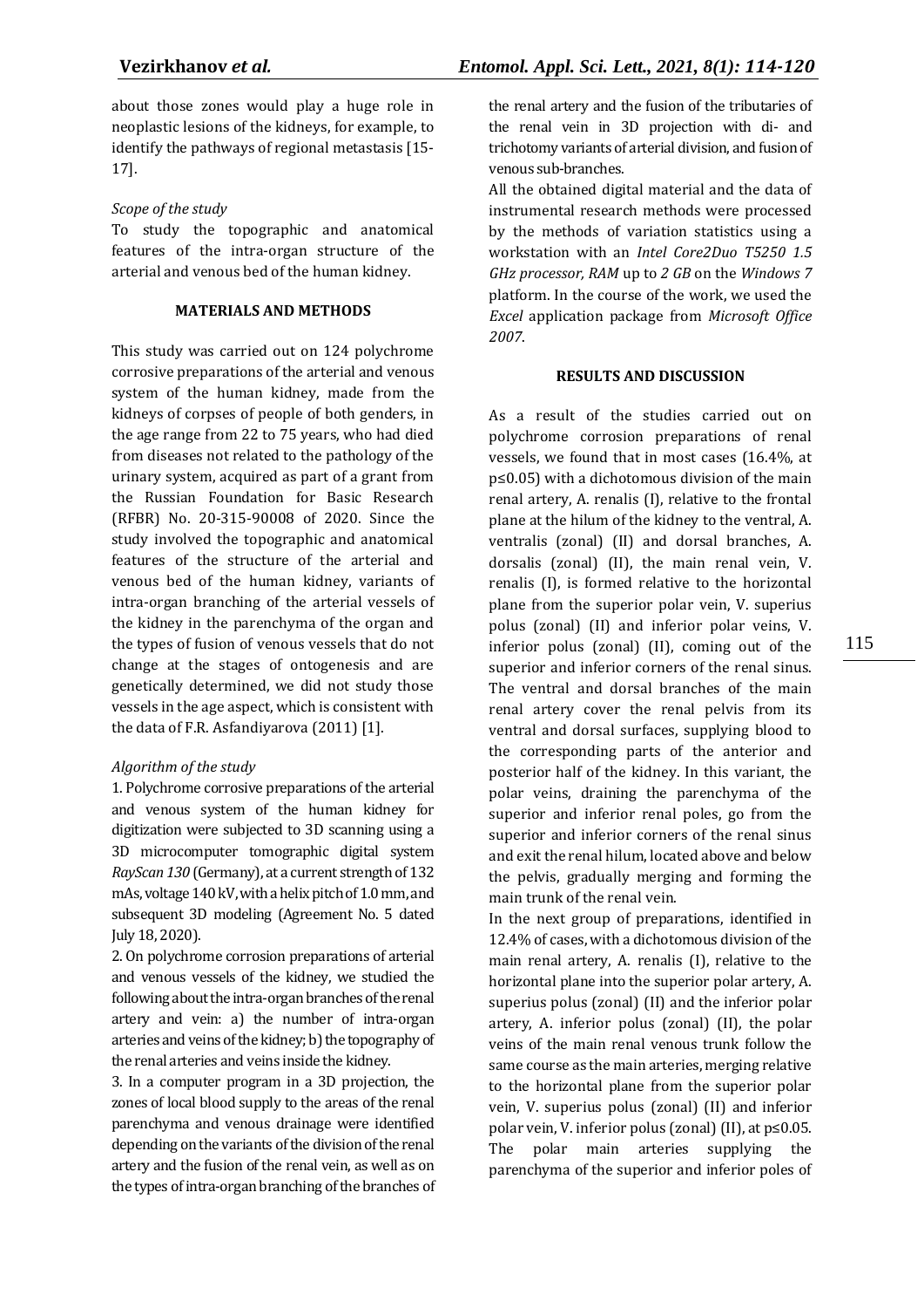about those zones would play a huge role in neoplastic lesions of the kidneys, for example, to identify the pathways of regional metastasis [15-17].

*Scope of the study*

To study the topographic and anatomical features of the intra-organ structure of the arterial and venous bed of the human kidney.

## MATERIALS AND METHODS

This study was carried out on 124 polychrome corrosive preparations of the arterial and venous system of the human kidney, made from the kidneys of corpses of people of both genders, in the age range from 22 to 75 years, who had died from diseases not related to the pathology of the urinary system, acquired as part of a grant from the Russian Foundation for Basic Research (RFBR) No. 20-315-90008 of 2020. Since the study involved the topographic and anatomical features of the structure of the arterial and venous bed of the human kidney, variants of intra-organ branching of the arterial vessels of the kidney in the parenchyma of the organ and the types of fusion of venous vessels that do not change at the stages of ontogenesis and are genetically determined, we did not study those vessels in the age aspect, which is consistent with the data of F.R. Asfandiyarova (2011) [1].

*Algorithm of the study*

1. Polychrome corrosive preparations of the arterial and venous system of the human kidney for digitization were subjected to 3D scanning using a 3D microcomputer tomographic digital system *RayScan 130* (Germany), at a current strength of 132 mAs, voltage 140 kV, with a helix pitch of 1.0 mm, and subsequent 3D modeling (Agreement No. 5 dated July 18, 2020).
2. On polychrome corrosion preparations of arterial and venous vessels of the kidney, we studied the following about the intra-organ branches of the renal artery and vein: a) the number of intra-organ arteries and veins of the kidney; b) the topography of the renal arteries and veins inside the kidney.
3. In a computer program in a 3D projection, the zones of local blood supply to the areas of the renal parenchyma and venous drainage were identified depending on the variants of the division of the renal artery and the fusion of the renal vein, as well as on the types of intra-organ branching of the branches of the renal artery and the fusion of the tributaries of the renal vein in 3D projection with di- and trichotomy variants of arterial division, and fusion of venous sub-branches.

All the obtained digital material and the data of instrumental research methods were processed by the methods of variation statistics using a workstation with an *Intel Core2Duo T5250 1.5 GHz processor, RAM* up to *2 GB* on the *Windows 7* platform. In the course of the work, we used the *Excel* application package from *Microsoft Office 2007*.

## RESULTS AND DISCUSSION

As a result of the studies carried out on polychrome corrosion preparations of renal vessels, we found that in most cases (16.4%, at $p \leq 0.05$) with a dichotomous division of the main renal artery, A. renalis (I), relative to the frontal plane at the hilum of the kidney to the ventral, A. ventralis (zonal) (II) and dorsal branches, A. dorsalis (zonal) (II), the main renal vein, V. renalis (I), is formed relative to the horizontal plane from the superior polar vein, V. superius polus (zonal) (II) and inferior polar veins, V. inferior polus (zonal) (II), coming out of the superior and inferior corners of the renal sinus. The ventral and dorsal branches of the main renal artery cover the renal pelvis from its ventral and dorsal surfaces, supplying blood to the corresponding parts of the anterior and posterior half of the kidney. In this variant, the polar veins, draining the parenchyma of the superior and inferior renal poles, go from the superior and inferior corners of the renal sinus and exit the renal hilum, located above and below the pelvis, gradually merging and forming the main trunk of the renal vein.

In the next group of preparations, identified in 12.4% of cases, with a dichotomous division of the main renal artery, A. renalis (I), relative to the horizontal plane into the superior polar artery, A. superius polus (zonal) (II) and the inferior polar artery, A. inferior polus (zonal) (II), the polar veins of the main renal venous trunk follow the same course as the main arteries, merging relative to the horizontal plane from the superior polar vein, V. superius polus (zonal) (II) and inferior polar vein, V. inferior polus (zonal) (II), at $p \leq 0.05$. The polar main arteries supplying the parenchyma of the superior and inferior poles of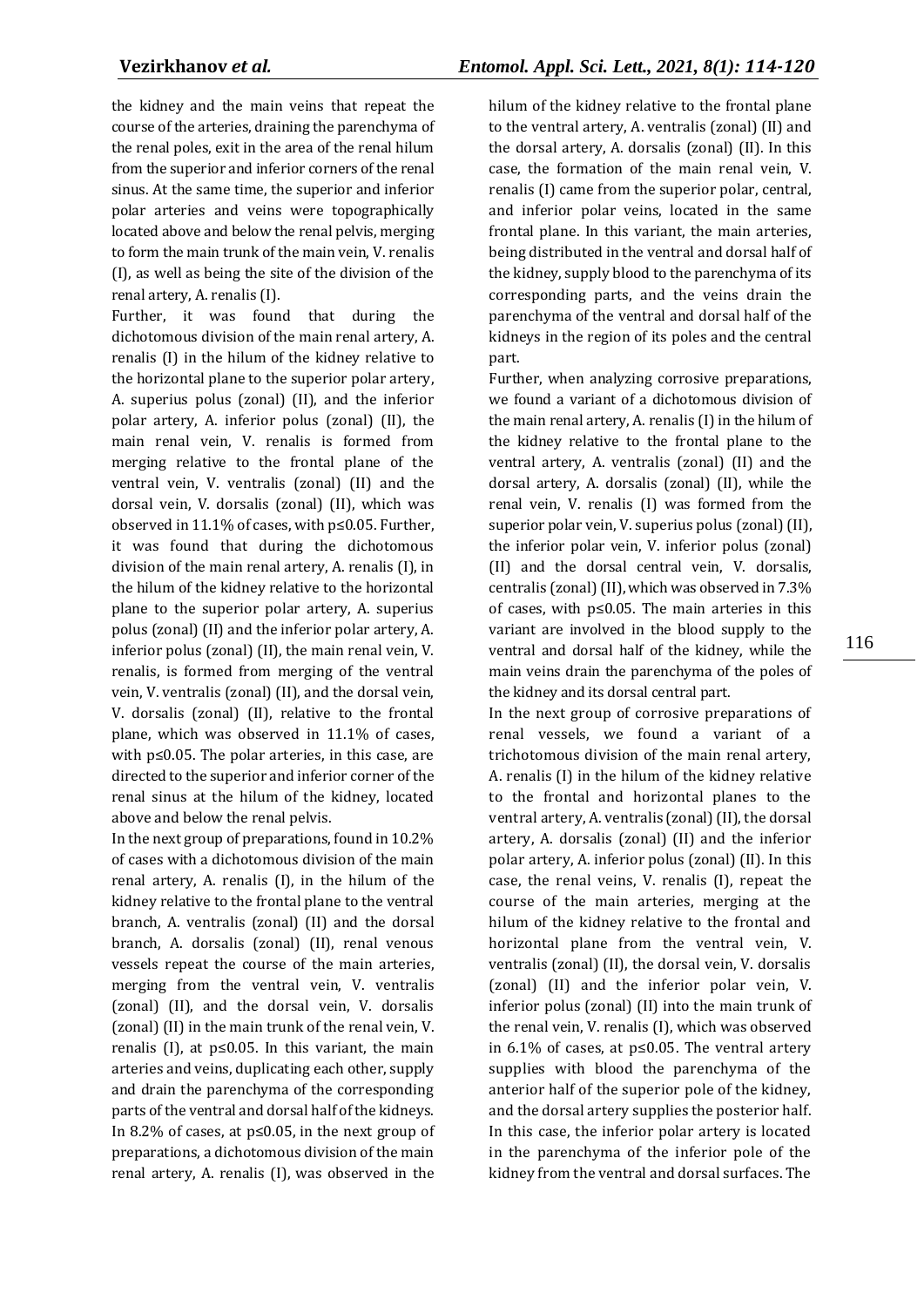the kidney and the main veins that repeat the course of the arteries, draining the parenchyma of the renal poles, exit in the area of the renal hilum from the superior and inferior corners of the renal sinus. At the same time, the superior and inferior polar arteries and veins were topographically located above and below the renal pelvis, merging to form the main trunk of the main vein, V. renalis (I), as well as being the site of the division of the renal artery, A. renalis (I).

Further, it was found that during the dichotomous division of the main renal artery, A. renalis (I) in the hilum of the kidney relative to the horizontal plane to the superior polar artery, A. superius polus (zonal) (II), and the inferior polar artery, A. inferior polus (zonal) (II), the main renal vein, V. renalis is formed from merging relative to the frontal plane of the ventral vein, V. ventralis (zonal) (II) and the dorsal vein, V. dorsalis (zonal) (II), which was observed in 11.1% of cases, with $p \leq 0.05$. Further, it was found that during the dichotomous division of the main renal artery, A. renalis (I), in the hilum of the kidney relative to the horizontal plane to the superior polar artery, A. superius polus (zonal) (II) and the inferior polar artery, A. inferior polus (zonal) (II), the main renal vein, V. renalis, is formed from merging of the ventral vein, V. ventralis (zonal) (II), and the dorsal vein, V. dorsalis (zonal) (II), relative to the frontal plane, which was observed in 11.1% of cases, with $p \leq 0.05$. The polar arteries, in this case, are directed to the superior and inferior corner of the renal sinus at the hilum of the kidney, located above and below the renal pelvis.

In the next group of preparations, found in 10.2% of cases with a dichotomous division of the main renal artery, A. renalis (I), in the hilum of the kidney relative to the frontal plane to the ventral branch, A. ventralis (zonal) (II) and the dorsal branch, A. dorsalis (zonal) (II), renal venous vessels repeat the course of the main arteries, merging from the ventral vein, V. ventralis (zonal) (II), and the dorsal vein, V. dorsalis (zonal) (II) in the main trunk of the renal vein, V. renalis (I), at $p \leq 0.05$. In this variant, the main arteries and veins, duplicating each other, supply and drain the parenchyma of the corresponding parts of the ventral and dorsal half of the kidneys.

In 8.2% of cases, at $p \leq 0.05$, in the next group of preparations, a dichotomous division of the main renal artery, A. renalis (I), was observed in the hilum of the kidney relative to the frontal plane to the ventral artery, A. ventralis (zonal) (II) and the dorsal artery, A. dorsalis (zonal) (II). In this case, the formation of the main renal vein, V. renalis (I) came from the superior polar, central, and inferior polar veins, located in the same frontal plane. In this variant, the main arteries, being distributed in the ventral and dorsal half of the kidney, supply blood to the parenchyma of its corresponding parts, and the veins drain the parenchyma of the ventral and dorsal half of the kidneys in the region of its poles and the central part.

Further, when analyzing corrosive preparations, we found a variant of a dichotomous division of the main renal artery, A. renalis (I) in the hilum of the kidney relative to the frontal plane to the ventral artery, A. ventralis (zonal) (II) and the dorsal artery, A. dorsalis (zonal) (II), while the renal vein, V. renalis (I) was formed from the superior polar vein, V. superius polus (zonal) (II), the inferior polar vein, V. inferior polus (zonal) (II) and the dorsal central vein, V. dorsalis, centralis (zonal) (II), which was observed in 7.3% of cases, with $p \leq 0.05$. The main arteries in this variant are involved in the blood supply to the ventral and dorsal half of the kidney, while the main veins drain the parenchyma of the poles of the kidney and its dorsal central part.

In the next group of corrosive preparations of renal vessels, we found a variant of a trichotomous division of the main renal artery, A. renalis (I) in the hilum of the kidney relative to the frontal and horizontal planes to the ventral artery, A. ventralis (zonal) (II), the dorsal artery, A. dorsalis (zonal) (II) and the inferior polar artery, A. inferior polus (zonal) (II). In this case, the renal veins, V. renalis (I), repeat the course of the main arteries, merging at the hilum of the kidney relative to the frontal and horizontal plane from the ventral vein, V. ventralis (zonal) (II), the dorsal vein, V. dorsalis (zonal) (II) and the inferior polar vein, V. inferior polus (zonal) (II) into the main trunk of the renal vein, V. renalis (I), which was observed in 6.1% of cases, at $p \leq 0.05$. The ventral artery supplies with blood the parenchyma of the anterior half of the superior pole of the kidney, and the dorsal artery supplies the posterior half. In this case, the inferior polar artery is located in the parenchyma of the inferior pole of the kidney from the ventral and dorsal surfaces. The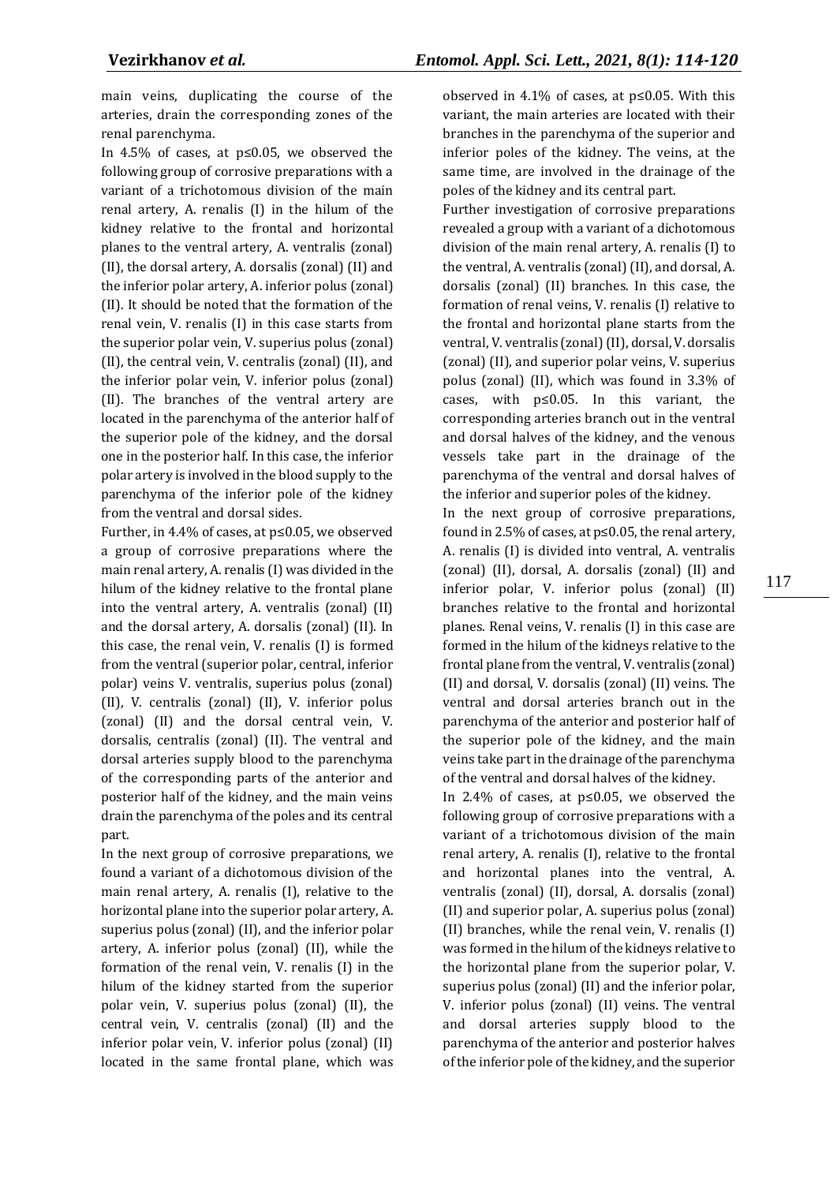main veins, duplicating the course of the arteries, drain the corresponding zones of the renal parenchyma.

In 4.5% of cases, at $p \leq 0.05$, we observed the following group of corrosive preparations with a variant of a trichotomous division of the main renal artery, A. renalis (I) in the hilum of the kidney relative to the frontal and horizontal planes to the ventral artery, A. ventralis (zonal) (II), the dorsal artery, A. dorsalis (zonal) (II) and the inferior polar artery, A. inferior polus (zonal) (II). It should be noted that the formation of the renal vein, V. renalis (I) in this case starts from the superior polar vein, V. superius polus (zonal) (II), the central vein, V. centralis (zonal) (II), and the inferior polar vein, V. inferior polus (zonal) (II). The branches of the ventral artery are located in the parenchyma of the anterior half of the superior pole of the kidney, and the dorsal one in the posterior half. In this case, the inferior polar artery is involved in the blood supply to the parenchyma of the inferior pole of the kidney from the ventral and dorsal sides.

Further, in 4.4% of cases, at $p \leq 0.05$, we observed a group of corrosive preparations where the main renal artery, A. renalis (I) was divided in the hilum of the kidney relative to the frontal plane into the ventral artery, A. ventralis (zonal) (II) and the dorsal artery, A. dorsalis (zonal) (II). In this case, the renal vein, V. renalis (I) is formed from the ventral (superior polar, central, inferior polar) veins V. ventralis, superius polus (zonal) (II), V. centralis (zonal) (II), V. inferior polus (zonal) (II) and the dorsal central vein, V. dorsalis, centralis (zonal) (II). The ventral and dorsal arteries supply blood to the parenchyma of the corresponding parts of the anterior and posterior half of the kidney, and the main veins drain the parenchyma of the poles and its central part.

In the next group of corrosive preparations, we found a variant of a dichotomous division of the main renal artery, A. renalis (I), relative to the horizontal plane into the superior polar artery, A. superius polus (zonal) (II), and the inferior polar artery, A. inferior polus (zonal) (II), while the formation of the renal vein, V. renalis (I) in the hilum of the kidney started from the superior polar vein, V. superius polus (zonal) (II), the central vein, V. centralis (zonal) (II) and the inferior polar vein, V. inferior polus (zonal) (II) located in the same frontal plane, which was observed in 4.1% of cases, at $p \leq 0.05$. With this variant, the main arteries are located with their branches in the parenchyma of the superior and inferior poles of the kidney. The veins, at the same time, are involved in the drainage of the poles of the kidney and its central part.

Further investigation of corrosive preparations revealed a group with a variant of a dichotomous division of the main renal artery, A. renalis (I) to the ventral, A. ventralis (zonal) (II), and dorsal, A. dorsalis (zonal) (II) branches. In this case, the formation of renal veins, V. renalis (I) relative to the frontal and horizontal plane starts from the ventral, V. ventralis (zonal) (II), dorsal, V. dorsalis (zonal) (II), and superior polar veins, V. superius polus (zonal) (II), which was found in 3.3% of cases, with $p \leq 0.05$. In this variant, the corresponding arteries branch out in the ventral and dorsal halves of the kidney, and the venous vessels take part in the drainage of the parenchyma of the ventral and dorsal halves of the inferior and superior poles of the kidney.

In the next group of corrosive preparations, found in 2.5% of cases, at $p \leq 0.05$, the renal artery, A. renalis (I) is divided into ventral, A. ventralis (zonal) (II), dorsal, A. dorsalis (zonal) (II) and inferior polar, V. inferior polus (zonal) (II) branches relative to the frontal and horizontal planes. Renal veins, V. renalis (I) in this case are formed in the hilum of the kidneys relative to the frontal plane from the ventral, V. ventralis (zonal) (II) and dorsal, V. dorsalis (zonal) (II) veins. The ventral and dorsal arteries branch out in the parenchyma of the anterior and posterior half of the superior pole of the kidney, and the main veins take part in the drainage of the parenchyma of the ventral and dorsal halves of the kidney.

In 2.4% of cases, at $p \leq 0.05$, we observed the following group of corrosive preparations with a variant of a trichotomous division of the main renal artery, A. renalis (I), relative to the frontal and horizontal planes into the ventral, A. ventralis (zonal) (II), dorsal, A. dorsalis (zonal) (II) and superior polar, A. superius polus (zonal) (II) branches, while the renal vein, V. renalis (I) was formed in the hilum of the kidneys relative to the horizontal plane from the superior polar, V. superius polus (zonal) (II) and the inferior polar, V. inferior polus (zonal) (II) veins. The ventral and dorsal arteries supply blood to the parenchyma of the anterior and posterior halves of the inferior pole of the kidney, and the superior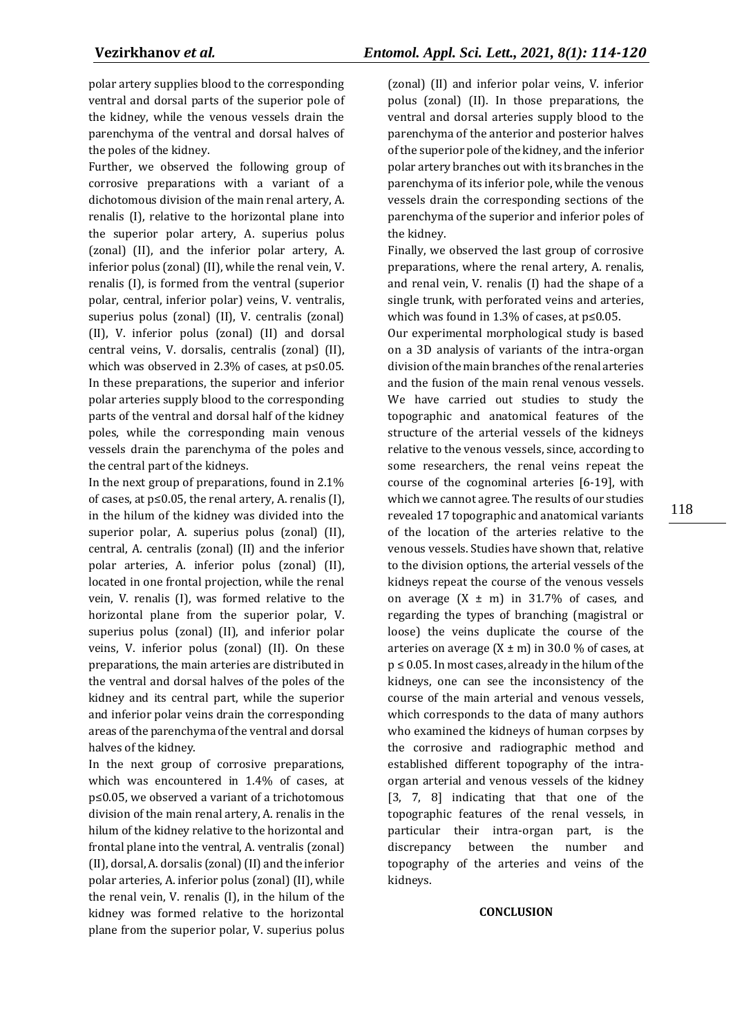polar artery supplies blood to the corresponding ventral and dorsal parts of the superior pole of the kidney, while the venous vessels drain the parenchyma of the ventral and dorsal halves of the poles of the kidney.

Further, we observed the following group of corrosive preparations with a variant of a dichotomous division of the main renal artery, A. renalis (I), relative to the horizontal plane into the superior polar artery, A. superius polus (zonal) (II), and the inferior polar artery, A. inferior polus (zonal) (II), while the renal vein, V. renalis (I), is formed from the ventral (superior polar, central, inferior polar) veins, V. ventralis, superius polus (zonal) (II), V. centralis (zonal) (II), V. inferior polus (zonal) (II) and dorsal central veins, V. dorsalis, centralis (zonal) (II), which was observed in 2.3% of cases, at $p \leq 0.05$. In these preparations, the superior and inferior polar arteries supply blood to the corresponding parts of the ventral and dorsal half of the kidney poles, while the corresponding main venous vessels drain the parenchyma of the poles and the central part of the kidneys.

In the next group of preparations, found in 2.1% of cases, at $p \leq 0.05$, the renal artery, A. renalis (I), in the hilum of the kidney was divided into the superior polar, A. superius polus (zonal) (II), central, A. centralis (zonal) (II) and the inferior polar arteries, A. inferior polus (zonal) (II), located in one frontal projection, while the renal vein, V. renalis (I), was formed relative to the horizontal plane from the superior polar, V. superius polus (zonal) (II), and inferior polar veins, V. inferior polus (zonal) (II). On these preparations, the main arteries are distributed in the ventral and dorsal halves of the poles of the kidney and its central part, while the superior and inferior polar veins drain the corresponding areas of the parenchyma of the ventral and dorsal halves of the kidney.

In the next group of corrosive preparations, which was encountered in 1.4% of cases, at $p \leq 0.05$, we observed a variant of a trichotomous division of the main renal artery, A. renalis in the hilum of the kidney relative to the horizontal and frontal plane into the ventral, A. ventralis (zonal) (II), dorsal, A. dorsalis (zonal) (II) and the inferior polar arteries, A. inferior polus (zonal) (II), while the renal vein, V. renalis (I), in the hilum of the kidney was formed relative to the horizontal plane from the superior polar, V. superius polus (zonal) (II) and inferior polar veins, V. inferior polus (zonal) (II). In those preparations, the ventral and dorsal arteries supply blood to the parenchyma of the anterior and posterior halves of the superior pole of the kidney, and the inferior polar artery branches out with its branches in the parenchyma of its inferior pole, while the venous vessels drain the corresponding sections of the parenchyma of the superior and inferior poles of the kidney.

Finally, we observed the last group of corrosive preparations, where the renal artery, A. renalis, and renal vein, V. renalis (I) had the shape of a single trunk, with perforated veins and arteries, which was found in 1.3% of cases, at $p \leq 0.05$.

Our experimental morphological study is based on a 3D analysis of variants of the intra-organ division of the main branches of the renal arteries and the fusion of the main renal venous vessels. We have carried out studies to study the topographic and anatomical features of the structure of the arterial vessels of the kidneys relative to the venous vessels, since, according to some researchers, the renal veins repeat the course of the cognominal arteries [6-19], with which we cannot agree. The results of our studies revealed 17 topographic and anatomical variants of the location of the arteries relative to the venous vessels. Studies have shown that, relative to the division options, the arterial vessels of the kidneys repeat the course of the venous vessels on average ($X \pm m$) in 31.7% of cases, and regarding the types of branching (magistral or loose) the veins duplicate the course of the arteries on average ($X \pm m$) in 30.0 % of cases, at $p \leq 0.05$. In most cases, already in the hilum of the kidneys, one can see the inconsistency of the course of the main arterial and venous vessels, which corresponds to the data of many authors who examined the kidneys of human corpses by the corrosive and radiographic method and established different topography of the intra-organ arterial and venous vessels of the kidney [3, 7, 8] indicating that that one of the topographic features of the renal vessels, in particular their intra-organ part, is the discrepancy between the number and topography of the arteries and veins of the kidneys.

## CONCLUSION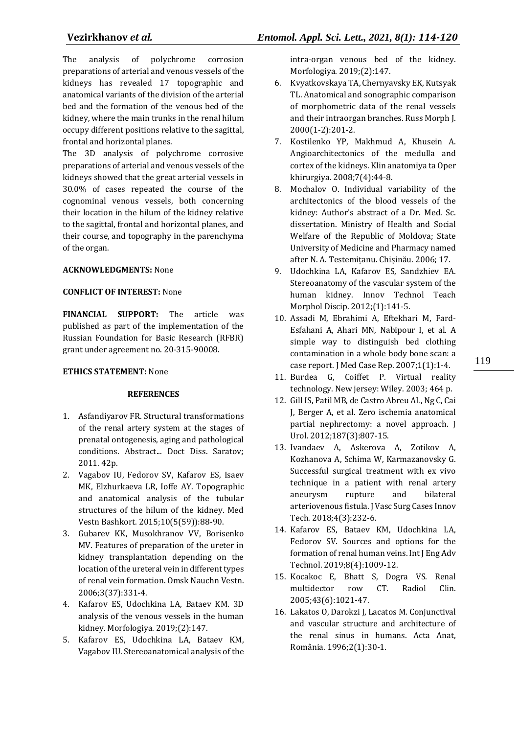The analysis of polychrome corrosion preparations of arterial and venous vessels of the kidneys has revealed 17 topographic and anatomical variants of the division of the arterial bed and the formation of the venous bed of the kidney, where the main trunks in the renal hilum occupy different positions relative to the sagittal, frontal and horizontal planes.

The 3D analysis of polychrome corrosive preparations of arterial and venous vessels of the kidneys showed that the great arterial vessels in 30.0% of cases repeated the course of the cognominal venous vessels, both concerning their location in the hilum of the kidney relative to the sagittal, frontal and horizontal planes, and their course, and topography in the parenchyma of the organ.

**ACKNOWLEDGMENTS:** None

**CONFLICT OF INTEREST:** None

**FINANCIAL SUPPORT:** The article was published as part of the implementation of the Russian Foundation for Basic Research (RFBR) grant under agreement no. 20-315-90008.

**ETHICS STATEMENT:** None

## REFERENCES

1. Asfandiyarov FR. Structural transformations of the renal artery system at the stages of prenatal ontogenesis, aging and pathological conditions. Abstract... Doct Diss. Saratov; 2011. 42p.
2. Vagabov IU, Fedorov SV, Kafarov ES, Isaev MK, Elzhurkaeva LR, Ioffe AY. Topographic and anatomical analysis of the tubular structures of the hilum of the kidney. Med Vestn Bashkort. 2015;10(5(59)):88-90.
3. Gubarev KK, Musokhranov VV, Borisenko MV. Features of preparation of the ureter in kidney transplantation depending on the location of the ureteral vein in different types of renal vein formation. Omsk Nauchn Vestn. 2006;3(37):331-4.
4. Kafarov ES, Udochkina LA, Bataev KM. 3D analysis of the venous vessels in the human kidney. Morfologiya. 2019;(2):147.
5. Kafarov ES, Udochkina LA, Bataev KM, Vagabov IU. Stereoanatomical analysis of the intra-organ venous bed of the kidney. Morfologiya. 2019;(2):147.
6. Kvyatkovskaya TA, Chernyavsky EK, Kutsyak TL. Anatomical and sonographic comparison of morphometric data of the renal vessels and their intraorgan branches. Russ Morph J. 2000(1-2):201-2.
7. Kostilenko YP, Makhmud A, Khusein A. Angioarchitectonics of the medulla and cortex of the kidneys. Klin anatomiya ta Oper khirurgiya. 2008;7(4):44-8.
8. Mochalov O. Individual variability of the architectonics of the blood vessels of the kidney: Author's abstract of a Dr. Med. Sc. dissertation. Ministry of Health and Social Welfare of the Republic of Moldova; State University of Medicine and Pharmacy named after N. A. Testemițanu. Chișinău. 2006; 17.
9. Udochkina LA, Kafarov ES, Sandzhiev EA. Stereoanatomy of the vascular system of the human kidney. Innov Technol Teach Morphol Discip. 2012;(1):141-5.
10. Assadi M, Ebrahimi A, Eftekhari M, Fard-Esfahani A, Ahari MN, Nabipour I, et al. A simple way to distinguish bed clothing contamination in a whole body bone scan: a case report. J Med Case Rep. 2007;1(1):1-4.
11. Burdea G, Coiffet P. Virtual reality technology. New jersey: Wiley. 2003; 464 p.
12. Gill IS, Patil MB, de Castro Abreu AL, Ng C, Cai J, Berger A, et al. Zero ischemia anatomical partial nephrectomy: a novel approach. J Urol. 2012;187(3):807-15.
13. Ivandaev A, Askerova A, Zotikov A, Kozhanova A, Schima W, Karmazanovsky G. Successful surgical treatment with ex vivo technique in a patient with renal artery aneurysm rupture and bilateral arteriovenous fistula. J Vasc Surg Cases Innov Tech. 2018;4(3):232-6.
14. Kafarov ES, Bataev KM, Udochkina LA, Fedorov SV. Sources and options for the formation of renal human veins. Int J Eng Adv Technol. 2019;8(4):1009-12.
15. Kocakoc E, Bhatt S, Dogra VS. Renal multidector row CT. Radiol Clin. 2005;43(6):1021-47.
16. Lakatos O, Darokzi J, Lacatos M. Conjunctival and vascular structure and architecture of the renal sinus in humans. Acta Anat, România. 1996;2(1):30-1.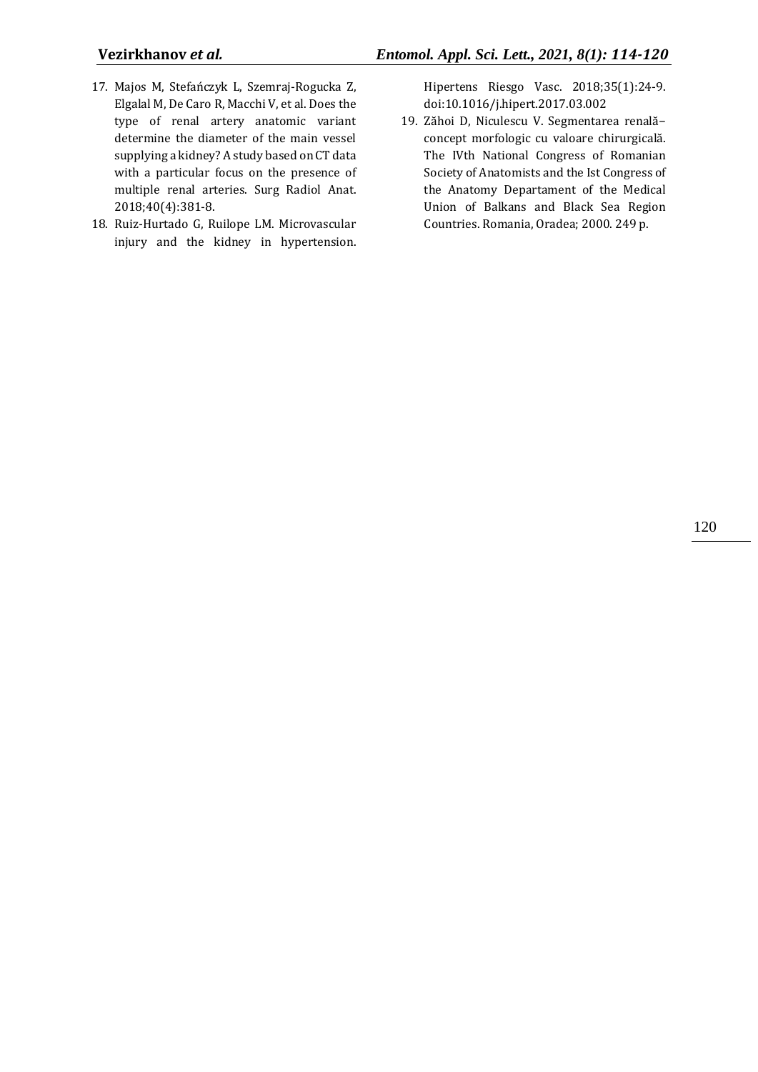17. Majos M, Stefańczyk L, Szemraj-Rogucka Z, Elgalal M, De Caro R, Macchi V, et al. Does the type of renal artery anatomic variant determine the diameter of the main vessel supplying a kidney? A study based on CT data with a particular focus on the presence of multiple renal arteries. Surg Radiol Anat. 2018;40(4):381-8.
18. Ruiz-Hurtado G, Ruilope LM. Microvascular injury and the kidney in hypertension. Hipertens Riesgo Vasc. 2018;35(1):24-9. doi:10.1016/j.hipert.2017.03.002
19. Zăhoi D, Niculescu V. Segmentarea renală–concept morfologic cu valoare chirurgicală. The IVth National Congress of Romanian Society of Anatomists and the Ist Congress of the Anatomy Departament of the Medical Union of Balkans and Black Sea Region Countries. Romania, Oradea; 2000. 249 p.